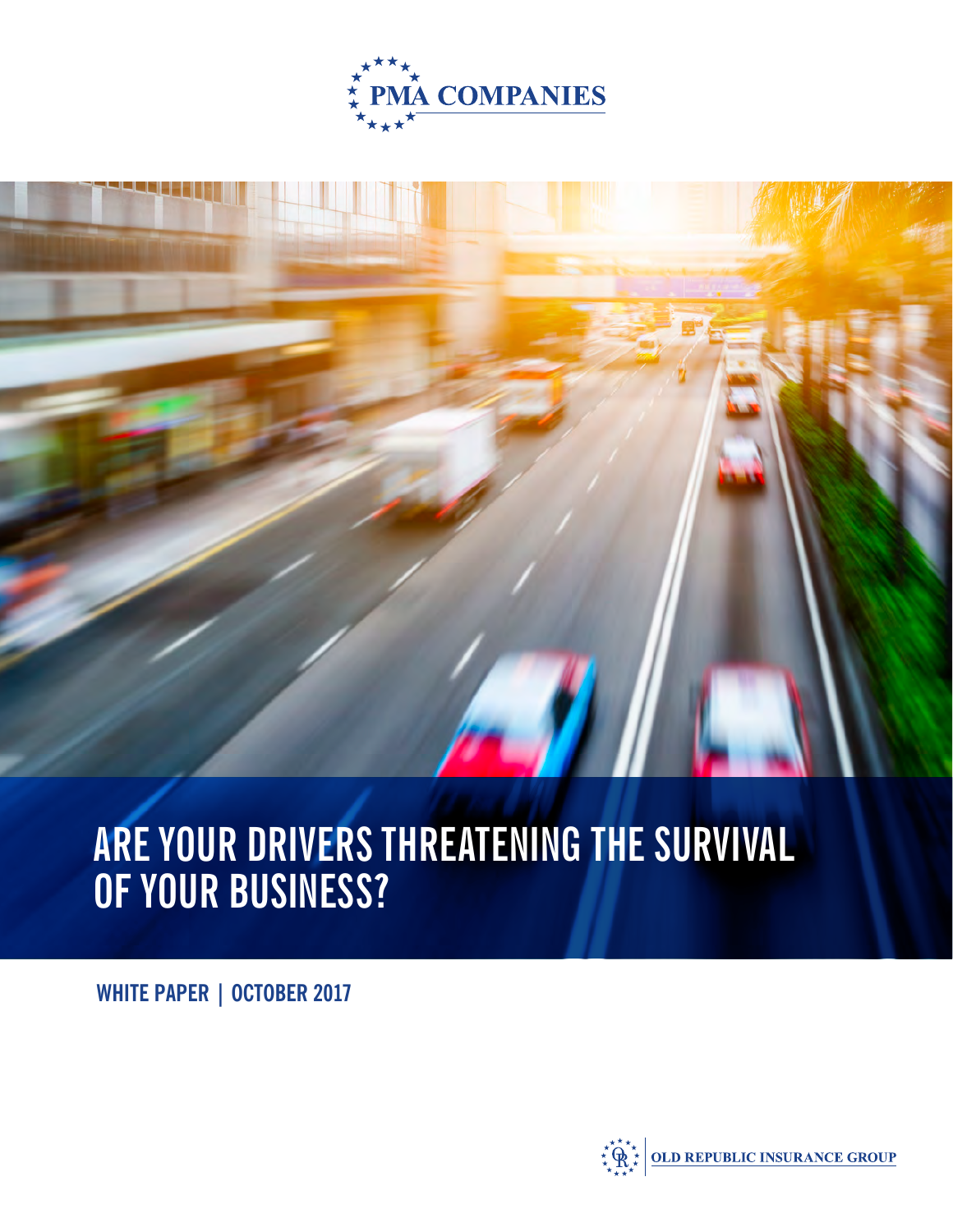PMA COMPANIES

# ARE YOUR DRIVERS THREATENING THE SURVIVAL OF YOUR BUSINESS?

**WHITE PAPER | OCTOBER 2017**

OLD REPUBLIC INSURANCE GROUP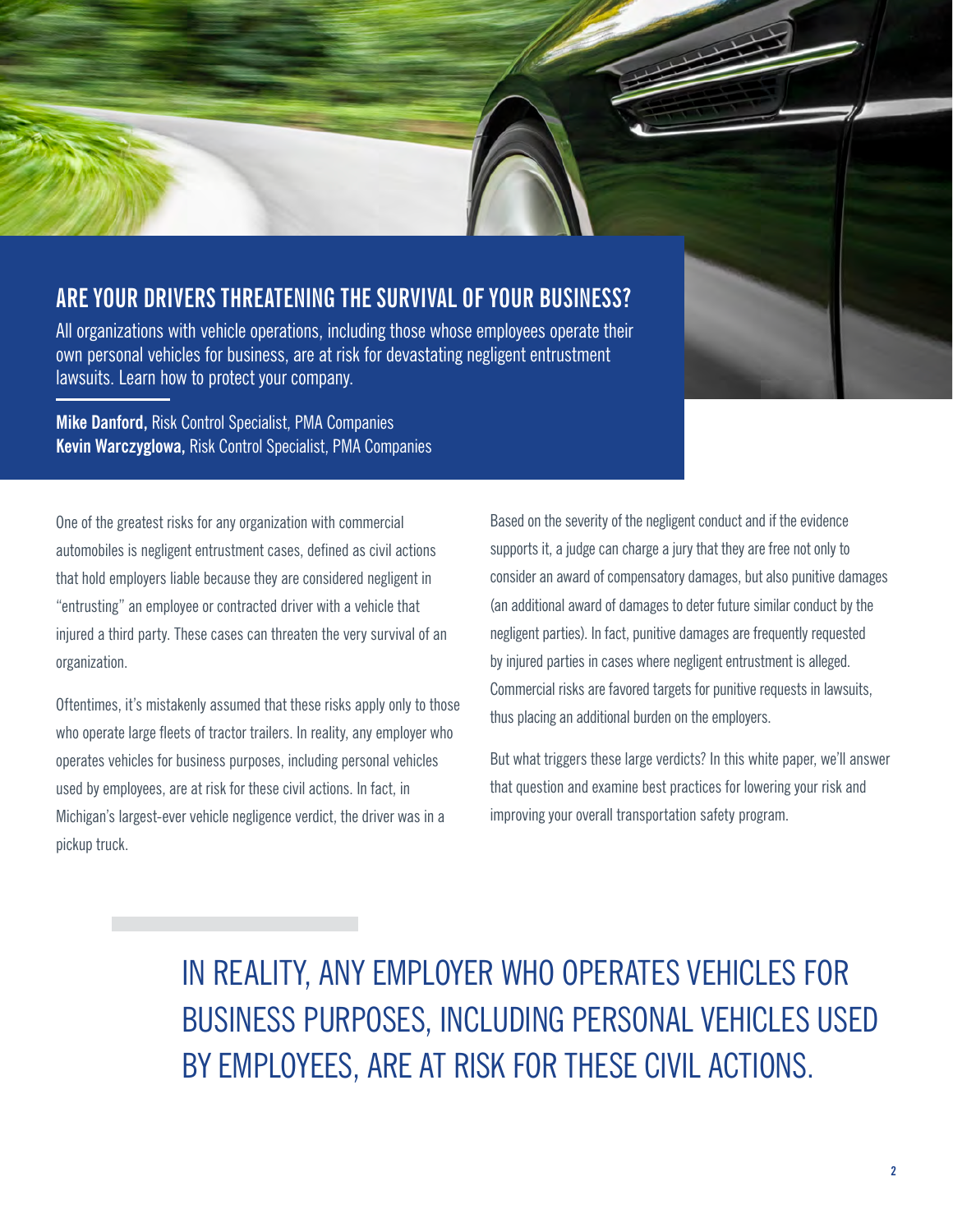## ARE YOUR DRIVERS THREATENING THE SURVIVAL OF YOUR BUSINESS?

All organizations with vehicle operations, including those whose employees operate their own personal vehicles for business, are at risk for devastating negligent entrustment lawsuits. Learn how to protect your company.

**Mike Danford,** Risk Control Specialist, PMA Companies
**Kevin Warczyglowa,** Risk Control Specialist, PMA Companies

One of the greatest risks for any organization with commercial automobiles is negligent entrustment cases, defined as civil actions that hold employers liable because they are considered negligent in "entrusting" an employee or contracted driver with a vehicle that injured a third party. These cases can threaten the very survival of an organization.

Oftentimes, it's mistakenly assumed that these risks apply only to those who operate large fleets of tractor trailers. In reality, any employer who operates vehicles for business purposes, including personal vehicles used by employees, are at risk for these civil actions. In fact, in Michigan's largest-ever vehicle negligence verdict, the driver was in a pickup truck.

Based on the severity of the negligent conduct and if the evidence supports it, a judge can charge a jury that they are free not only to consider an award of compensatory damages, but also punitive damages (an additional award of damages to deter future similar conduct by the negligent parties). In fact, punitive damages are frequently requested by injured parties in cases where negligent entrustment is alleged. Commercial risks are favored targets for punitive requests in lawsuits, thus placing an additional burden on the employers.

But what triggers these large verdicts? In this white paper, we'll answer that question and examine best practices for lowering your risk and improving your overall transportation safety program.

> IN REALITY, ANY EMPLOYER WHO OPERATES VEHICLES FOR BUSINESS PURPOSES, INCLUDING PERSONAL VEHICLES USED BY EMPLOYEES, ARE AT RISK FOR THESE CIVIL ACTIONS.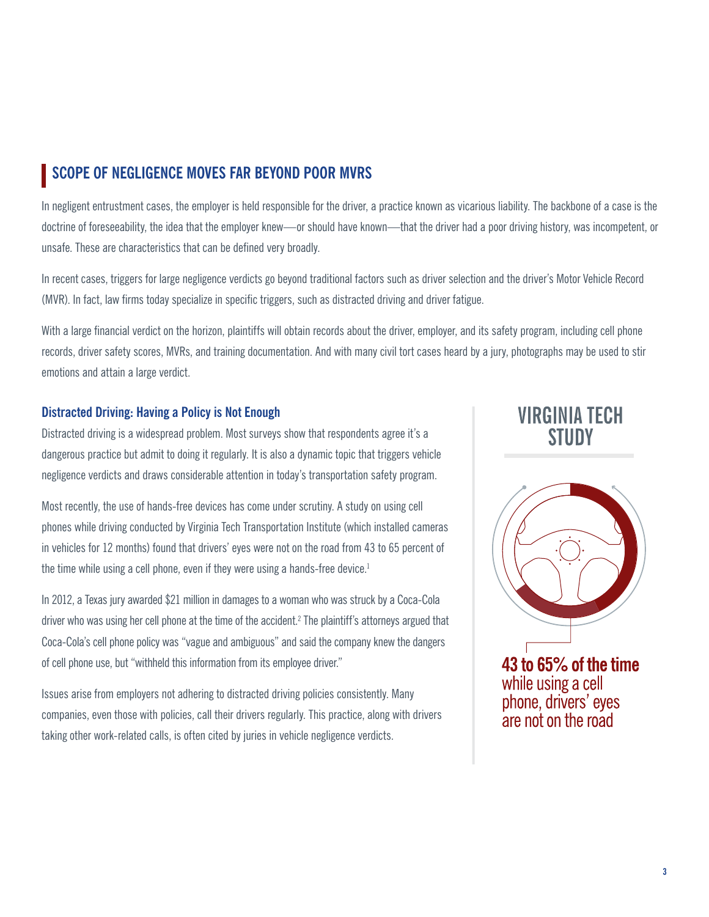## SCOPE OF NEGLIGENCE MOVES FAR BEYOND POOR MVRS

In negligent entrustment cases, the employer is held responsible for the driver, a practice known as vicarious liability. The backbone of a case is the doctrine of foreseeability, the idea that the employer knew—or should have known—that the driver had a poor driving history, was incompetent, or unsafe. These are characteristics that can be defined very broadly.

In recent cases, triggers for large negligence verdicts go beyond traditional factors such as driver selection and the driver's Motor Vehicle Record (MVR). In fact, law firms today specialize in specific triggers, such as distracted driving and driver fatigue.

With a large financial verdict on the horizon, plaintiffs will obtain records about the driver, employer, and its safety program, including cell phone records, driver safety scores, MVRs, and training documentation. And with many civil tort cases heard by a jury, photographs may be used to stir emotions and attain a large verdict.

### Distracted Driving: Having a Policy is Not Enough

Distracted driving is a widespread problem. Most surveys show that respondents agree it's a dangerous practice but admit to doing it regularly. It is also a dynamic topic that triggers vehicle negligence verdicts and draws considerable attention in today's transportation safety program.

Most recently, the use of hands-free devices has come under scrutiny. A study on using cell phones while driving conducted by Virginia Tech Transportation Institute (which installed cameras in vehicles for 12 months) found that drivers' eyes were not on the road from 43 to 65 percent of the time while using a cell phone, even if they were using a hands-free device.[1]

In 2012, a Texas jury awarded $21 million in damages to a woman who was struck by a Coca-Cola driver who was using her cell phone at the time of the accident.[2] The plaintiff's attorneys argued that Coca-Cola's cell phone policy was "vague and ambiguous" and said the company knew the dangers of cell phone use, but "withheld this information from its employee driver."

Issues arise from employers not adhering to distracted driving policies consistently. Many companies, even those with policies, call their drivers regularly. This practice, along with drivers taking other work-related calls, is often cited by juries in vehicle negligence verdicts.

### VIRGINIA TECH STUDY

**43 to 65% of the time** while using a cell phone, drivers' eyes are not on the road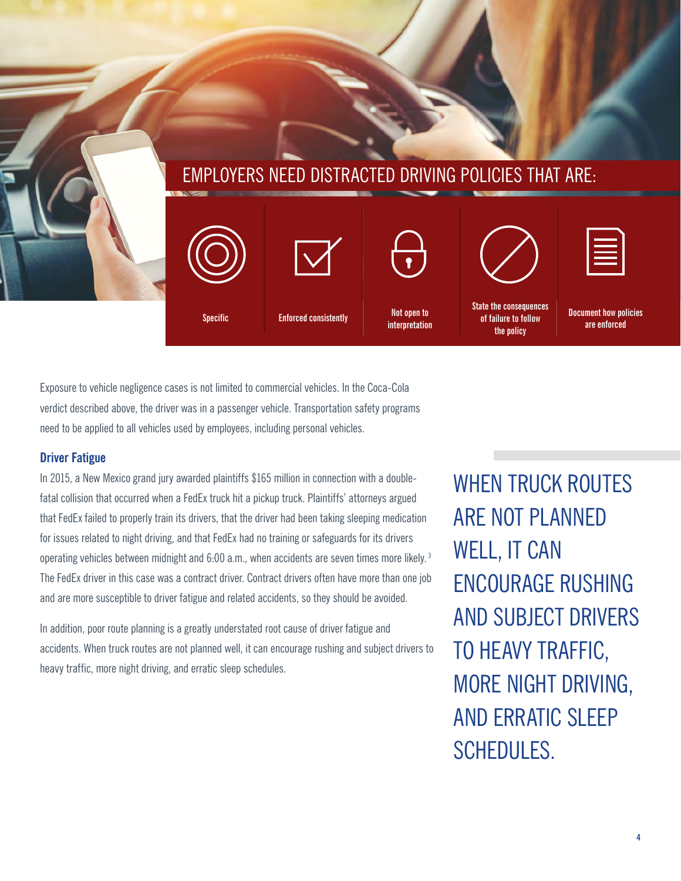## EMPLOYERS NEED DISTRACTED DRIVING POLICIES THAT ARE:

- Specific
- Enforced consistently
- Not open to interpretation
- State the consequences of failure to follow the policy
- Document how policies are enforced

Exposure to vehicle negligence cases is not limited to commercial vehicles. In the Coca-Cola verdict described above, the driver was in a passenger vehicle. Transportation safety programs need to be applied to all vehicles used by employees, including personal vehicles.

### Driver Fatigue

In 2015, a New Mexico grand jury awarded plaintiffs $165 million in connection with a double-fatal collision that occurred when a FedEx truck hit a pickup truck. Plaintiffs' attorneys argued that FedEx failed to properly train its drivers, that the driver had been taking sleeping medication for issues related to night driving, and that FedEx had no training or safeguards for its drivers operating vehicles between midnight and 6:00 a.m., when accidents are seven times more likely.[3] The FedEx driver in this case was a contract driver. Contract drivers often have more than one job and are more susceptible to driver fatigue and related accidents, so they should be avoided.

In addition, poor route planning is a greatly understated root cause of driver fatigue and accidents. When truck routes are not planned well, it can encourage rushing and subject drivers to heavy traffic, more night driving, and erratic sleep schedules.

> WHEN TRUCK ROUTES ARE NOT PLANNED WELL, IT CAN ENCOURAGE RUSHING AND SUBJECT DRIVERS TO HEAVY TRAFFIC, MORE NIGHT DRIVING, AND ERRATIC SLEEP SCHEDULES.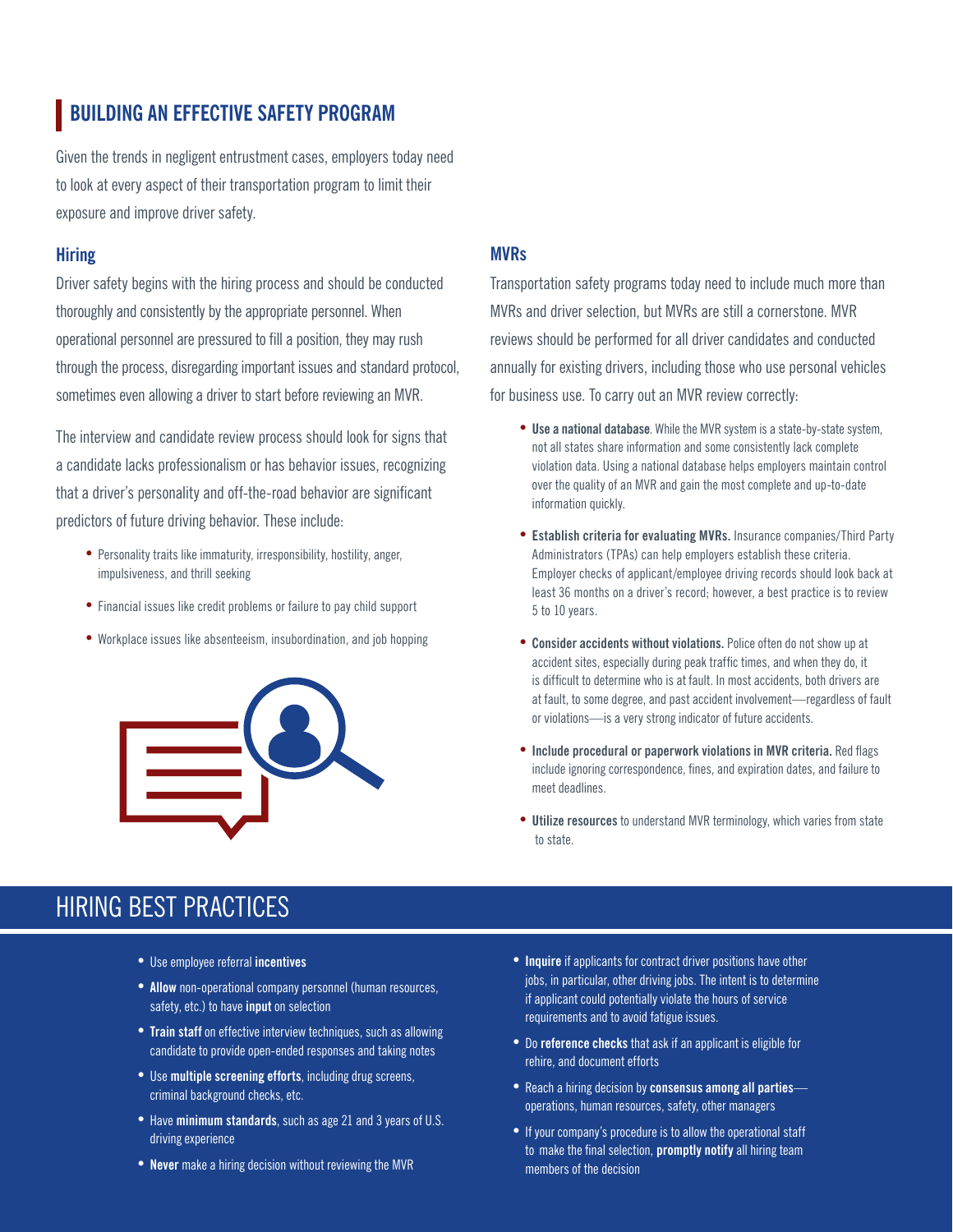## BUILDING AN EFFECTIVE SAFETY PROGRAM

Given the trends in negligent entrustment cases, employers today need to look at every aspect of their transportation program to limit their exposure and improve driver safety.

### Hiring

Driver safety begins with the hiring process and should be conducted thoroughly and consistently by the appropriate personnel. When operational personnel are pressured to fill a position, they may rush through the process, disregarding important issues and standard protocol, sometimes even allowing a driver to start before reviewing an MVR.

The interview and candidate review process should look for signs that a candidate lacks professionalism or has behavior issues, recognizing that a driver's personality and off-the-road behavior are significant predictors of future driving behavior. These include:

- Personality traits like immaturity, irresponsibility, hostility, anger, impulsiveness, and thrill seeking
- Financial issues like credit problems or failure to pay child support
- Workplace issues like absenteeism, insubordination, and job hopping

### MVRs

Transportation safety programs today need to include much more than MVRs and driver selection, but MVRs are still a cornerstone. MVR reviews should be performed for all driver candidates and conducted annually for existing drivers, including those who use personal vehicles for business use. To carry out an MVR review correctly:

- **Use a national database**. While the MVR system is a state-by-state system, not all states share information and some consistently lack complete violation data. Using a national database helps employers maintain control over the quality of an MVR and gain the most complete and up-to-date information quickly.
- **Establish criteria for evaluating MVRs.** Insurance companies/Third Party Administrators (TPAs) can help employers establish these criteria. Employer checks of applicant/employee driving records should look back at least 36 months on a driver's record; however, a best practice is to review 5 to 10 years.
- **Consider accidents without violations.** Police often do not show up at accident sites, especially during peak traffic times, and when they do, it is difficult to determine who is at fault. In most accidents, both drivers are at fault, to some degree, and past accident involvement—regardless of fault or violations—is a very strong indicator of future accidents.
- **Include procedural or paperwork violations in MVR criteria.** Red flags include ignoring correspondence, fines, and expiration dates, and failure to meet deadlines.
- **Utilize resources** to understand MVR terminology, which varies from state to state.

## HIRING BEST PRACTICES

- Use employee referral **incentives**
- **Allow** non-operational company personnel (human resources, safety, etc.) to have **input** on selection
- **Train staff** on effective interview techniques, such as allowing candidate to provide open-ended responses and taking notes
- Use **multiple screening efforts**, including drug screens, criminal background checks, etc.
- Have **minimum standards**, such as age 21 and 3 years of U.S. driving experience
- **Never** make a hiring decision without reviewing the MVR
- **Inquire** if applicants for contract driver positions have other jobs, in particular, other driving jobs. The intent is to determine if applicant could potentially violate the hours of service requirements and to avoid fatigue issues.
- Do **reference checks** that ask if an applicant is eligible for rehire, and document efforts
- Reach a hiring decision by **consensus among all parties**—operations, human resources, safety, other managers
- If your company's procedure is to allow the operational staff to make the final selection, **promptly notify** all hiring team members of the decision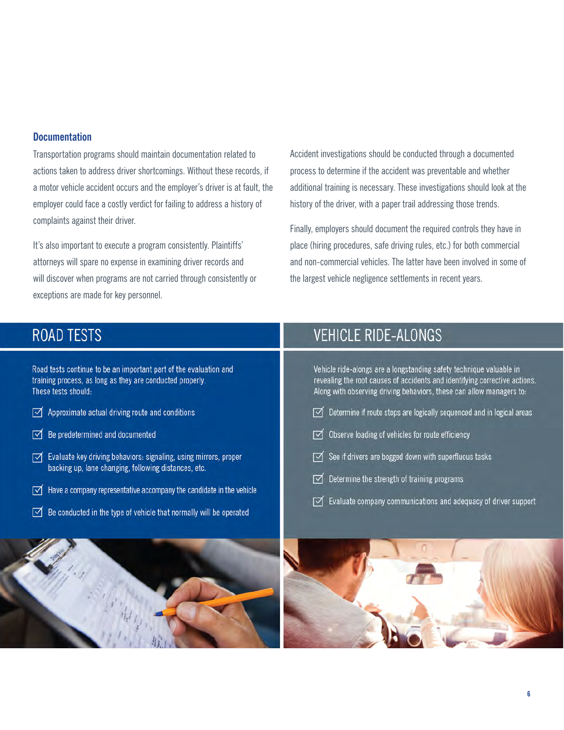### Documentation

Transportation programs should maintain documentation related to actions taken to address driver shortcomings. Without these records, if a motor vehicle accident occurs and the employer's driver is at fault, the employer could face a costly verdict for failing to address a history of complaints against their driver.

It's also important to execute a program consistently. Plaintiffs' attorneys will spare no expense in examining driver records and will discover when programs are not carried through consistently or exceptions are made for key personnel.

Accident investigations should be conducted through a documented process to determine if the accident was preventable and whether additional training is necessary. These investigations should look at the history of the driver, with a paper trail addressing those trends.

Finally, employers should document the required controls they have in place (hiring procedures, safe driving rules, etc.) for both commercial and non-commercial vehicles. The latter have been involved in some of the largest vehicle negligence settlements in recent years.

## ROAD TESTS

Road tests continue to be an important part of the evaluation and training process, as long as they are conducted properly. These tests should:

- Approximate actual driving route and conditions
- Be predetermined and documented
- Evaluate key driving behaviors: signaling, using mirrors, proper backing up, lane changing, following distances, etc.
- Have a company representative accompany the candidate in the vehicle
- Be conducted in the type of vehicle that normally will be operated

## VEHICLE RIDE-ALONGS

Vehicle ride-alongs are a longstanding safety technique valuable in revealing the root causes of accidents and identifying corrective actions. Along with observing driving behaviors, these can allow managers to:

- Determine if route stops are logically sequenced and in logical areas
- Observe loading of vehicles for route efficiency
- See if drivers are bogged down with superfluous tasks
- Determine the strength of training programs
- Evaluate company communications and adequacy of driver support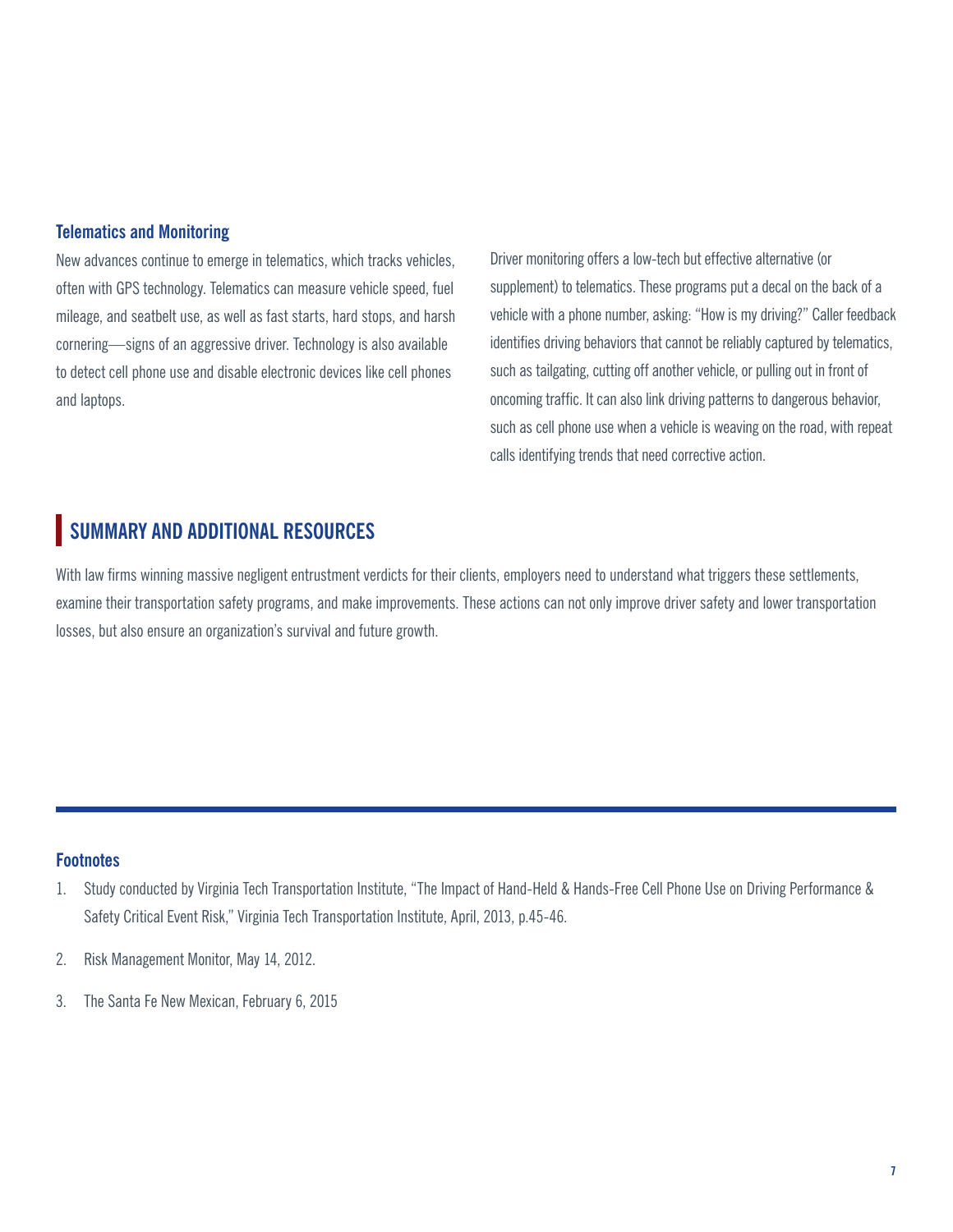### Telematics and Monitoring

New advances continue to emerge in telematics, which tracks vehicles, often with GPS technology. Telematics can measure vehicle speed, fuel mileage, and seatbelt use, as well as fast starts, hard stops, and harsh cornering—signs of an aggressive driver. Technology is also available to detect cell phone use and disable electronic devices like cell phones and laptops.

Driver monitoring offers a low-tech but effective alternative (or supplement) to telematics. These programs put a decal on the back of a vehicle with a phone number, asking: "How is my driving?" Caller feedback identifies driving behaviors that cannot be reliably captured by telematics, such as tailgating, cutting off another vehicle, or pulling out in front of oncoming traffic. It can also link driving patterns to dangerous behavior, such as cell phone use when a vehicle is weaving on the road, with repeat calls identifying trends that need corrective action.

## SUMMARY AND ADDITIONAL RESOURCES

With law firms winning massive negligent entrustment verdicts for their clients, employers need to understand what triggers these settlements, examine their transportation safety programs, and make improvements. These actions can not only improve driver safety and lower transportation losses, but also ensure an organization's survival and future growth.

---

### Footnotes

1. Study conducted by Virginia Tech Transportation Institute, "The Impact of Hand-Held & Hands-Free Cell Phone Use on Driving Performance & Safety Critical Event Risk," Virginia Tech Transportation Institute, April, 2013, p.45-46.
2. Risk Management Monitor, May 14, 2012.
3. The Santa Fe New Mexican, February 6, 2015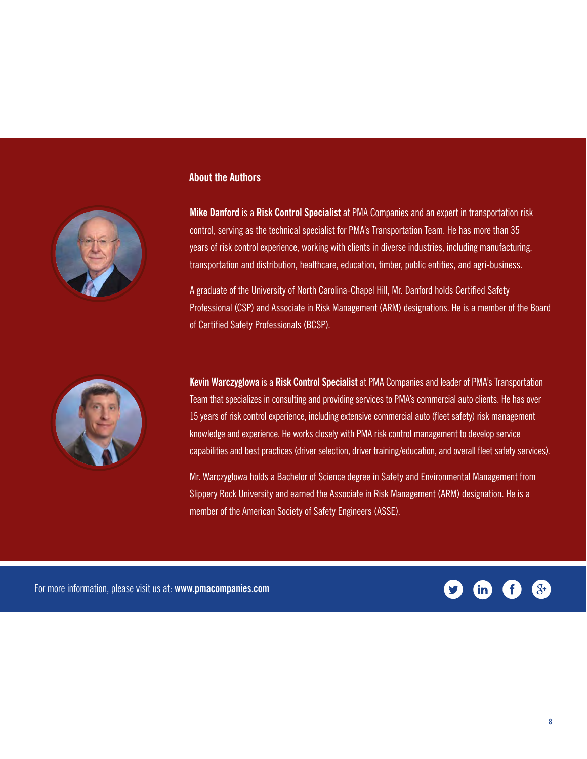## About the Authors

**Mike Danford** is a **Risk Control Specialist** at PMA Companies and an expert in transportation risk control, serving as the technical specialist for PMA's Transportation Team. He has more than 35 years of risk control experience, working with clients in diverse industries, including manufacturing, transportation and distribution, healthcare, education, timber, public entities, and agri-business.

A graduate of the University of North Carolina-Chapel Hill, Mr. Danford holds Certified Safety Professional (CSP) and Associate in Risk Management (ARM) designations. He is a member of the Board of Certified Safety Professionals (BCSP).

**Kevin Warczyglowa** is a **Risk Control Specialist** at PMA Companies and leader of PMA's Transportation Team that specializes in consulting and providing services to PMA's commercial auto clients. He has over 15 years of risk control experience, including extensive commercial auto (fleet safety) risk management knowledge and experience. He works closely with PMA risk control management to develop service capabilities and best practices (driver selection, driver training/education, and overall fleet safety services).

Mr. Warczyglowa holds a Bachelor of Science degree in Safety and Environmental Management from Slippery Rock University and earned the Associate in Risk Management (ARM) designation. He is a member of the American Society of Safety Engineers (ASSE).

For more information, please visit us at: **www.pmacompanies.com**